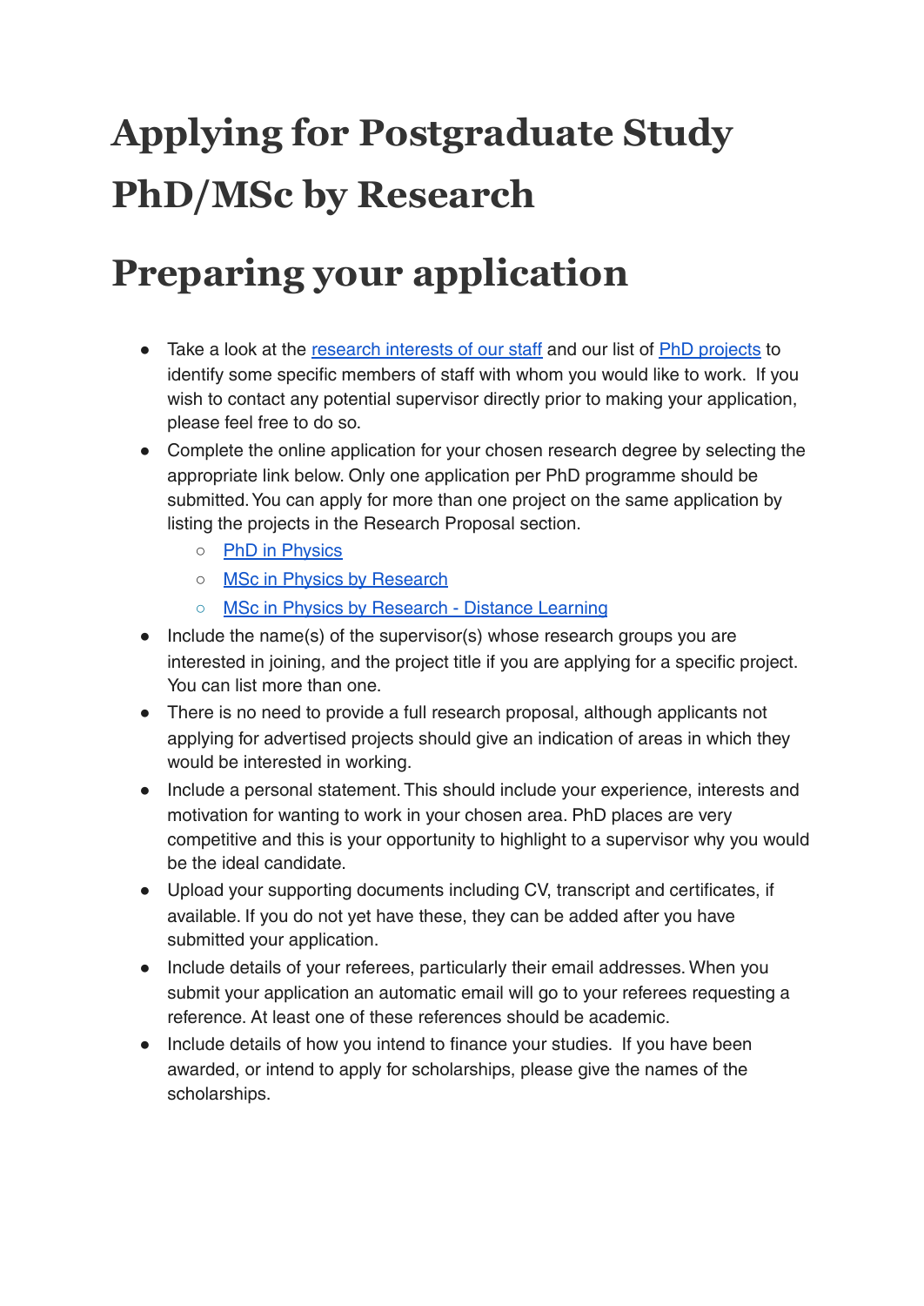# Applying for Postgraduate Study PhD/MSc by Research

# Preparing your application

- Take a look at the research interests of our staff and our list of PhD projects to identify some specific members of staff with whom you would like to work. If you wish to contact any potential supervisor directly prior to making your application, please feel free to do so.
- Complete the online application for your chosen research degree by selecting the appropriate link below. Only one application per PhD programme should be submitted. You can apply for more than one project on the same application by listing the projects in the Research Proposal section.
  - PhD in Physics
  - MSc in Physics by Research
  - MSc in Physics by Research - Distance Learning
- Include the name(s) of the supervisor(s) whose research groups you are interested in joining, and the project title if you are applying for a specific project. You can list more than one.
- There is no need to provide a full research proposal, although applicants not applying for advertised projects should give an indication of areas in which they would be interested in working.
- Include a personal statement. This should include your experience, interests and motivation for wanting to work in your chosen area. PhD places are very competitive and this is your opportunity to highlight to a supervisor why you would be the ideal candidate.
- Upload your supporting documents including CV, transcript and certificates, if available. If you do not yet have these, they can be added after you have submitted your application.
- Include details of your referees, particularly their email addresses. When you submit your application an automatic email will go to your referees requesting a reference. At least one of these references should be academic.
- Include details of how you intend to finance your studies. If you have been awarded, or intend to apply for scholarships, please give the names of the scholarships.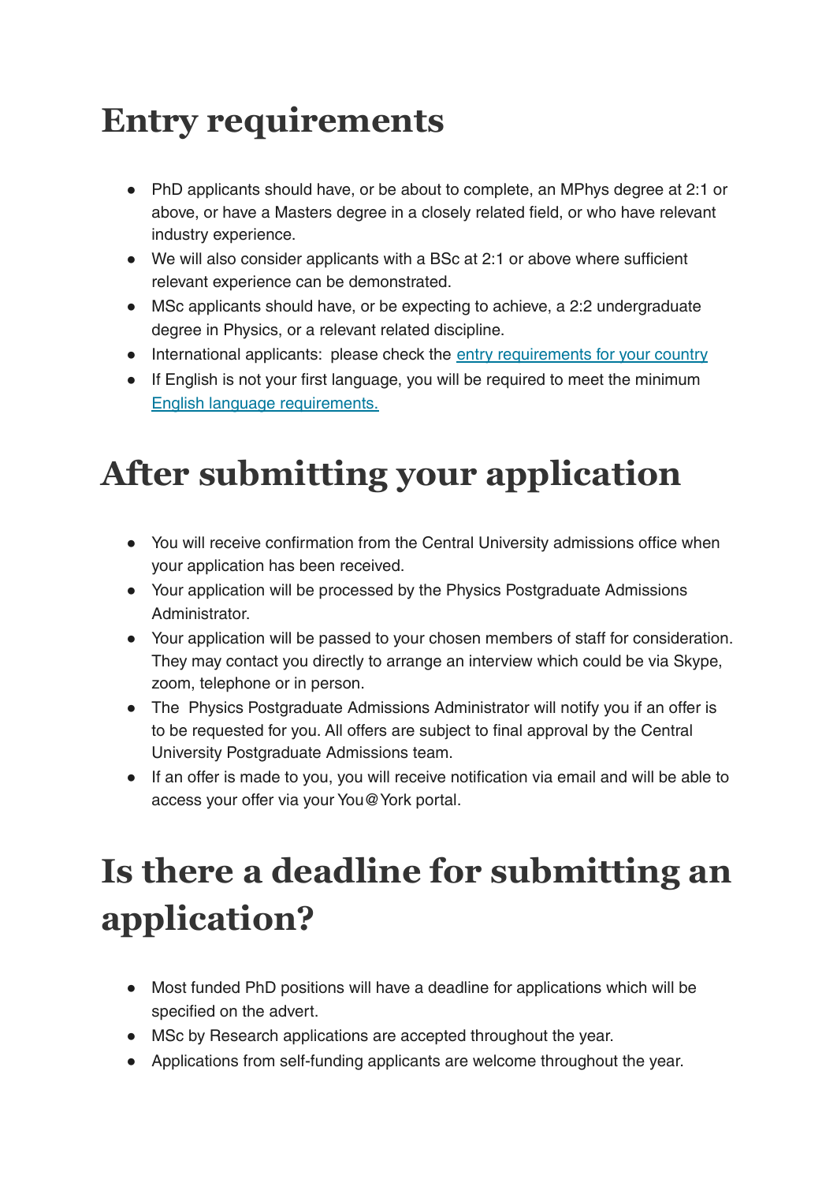# Entry requirements

- PhD applicants should have, or be about to complete, an MPhys degree at 2:1 or above, or have a Masters degree in a closely related field, or who have relevant industry experience.
- We will also consider applicants with a BSc at 2:1 or above where sufficient relevant experience can be demonstrated.
- MSc applicants should have, or be expecting to achieve, a 2:2 undergraduate degree in Physics, or a relevant related discipline.
- International applicants:  please check the [entry requirements for your country]()
- If English is not your first language, you will be required to meet the minimum [English language requirements.]()

# After submitting your application

- You will receive confirmation from the Central University admissions office when your application has been received.
- Your application will be processed by the Physics Postgraduate Admissions Administrator.
- Your application will be passed to your chosen members of staff for consideration. They may contact you directly to arrange an interview which could be via Skype, zoom, telephone or in person.
- The  Physics Postgraduate Admissions Administrator will notify you if an offer is to be requested for you. All offers are subject to final approval by the Central University Postgraduate Admissions team.
- If an offer is made to you, you will receive notification via email and will be able to access your offer via your You@York portal.

# Is there a deadline for submitting an application?

- Most funded PhD positions will have a deadline for applications which will be specified on the advert.
- MSc by Research applications are accepted throughout the year.
- Applications from self-funding applicants are welcome throughout the year.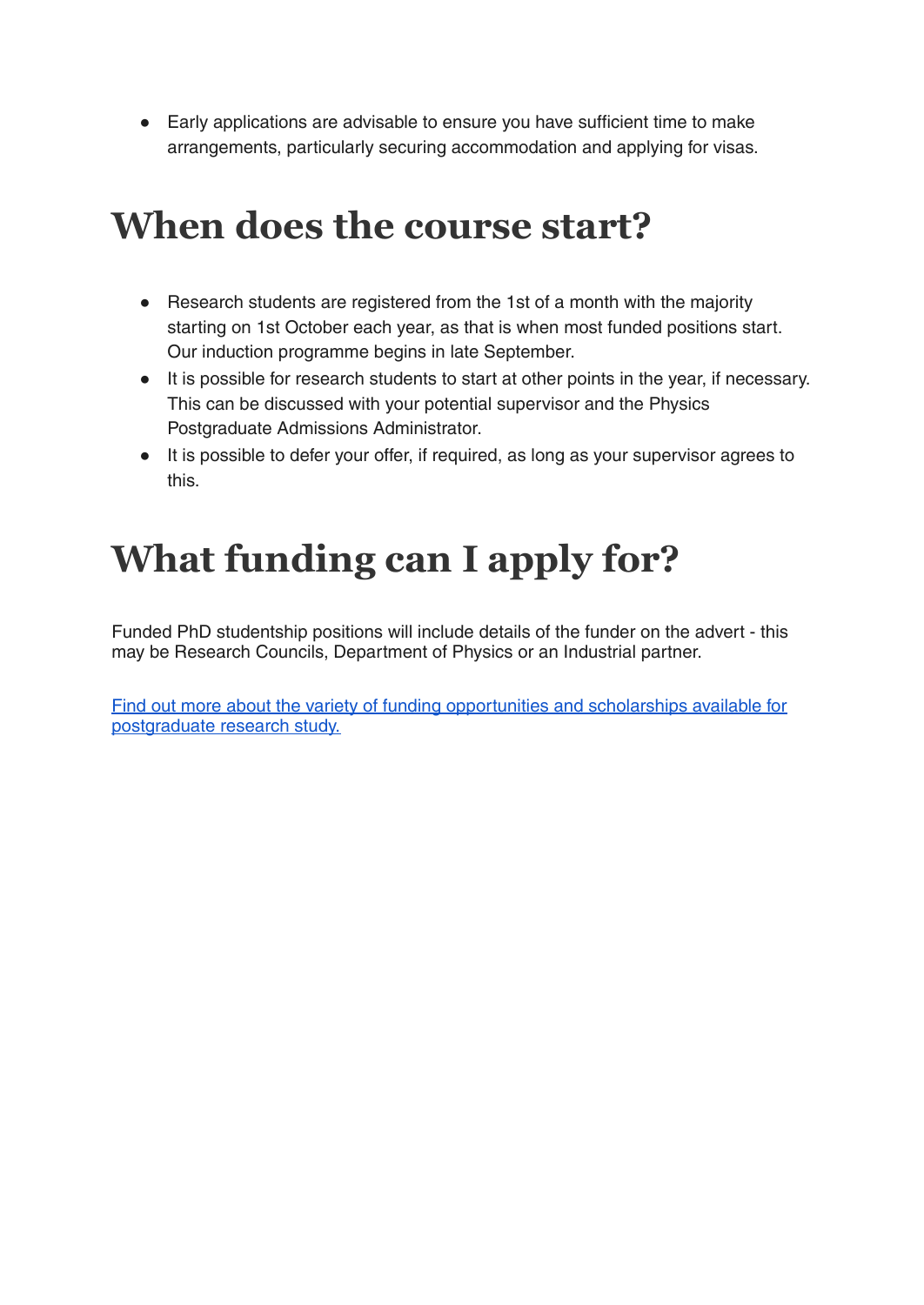- Early applications are advisable to ensure you have sufficient time to make arrangements, particularly securing accommodation and applying for visas.

# When does the course start?

- Research students are registered from the 1st of a month with the majority starting on 1st October each year, as that is when most funded positions start. Our induction programme begins in late September.
- It is possible for research students to start at other points in the year, if necessary. This can be discussed with your potential supervisor and the Physics Postgraduate Admissions Administrator.
- It is possible to defer your offer, if required, as long as your supervisor agrees to this.

# What funding can I apply for?

Funded PhD studentship positions will include details of the funder on the advert - this may be Research Councils, Department of Physics or an Industrial partner.

Find out more about the variety of funding opportunities and scholarships available for postgraduate research study.